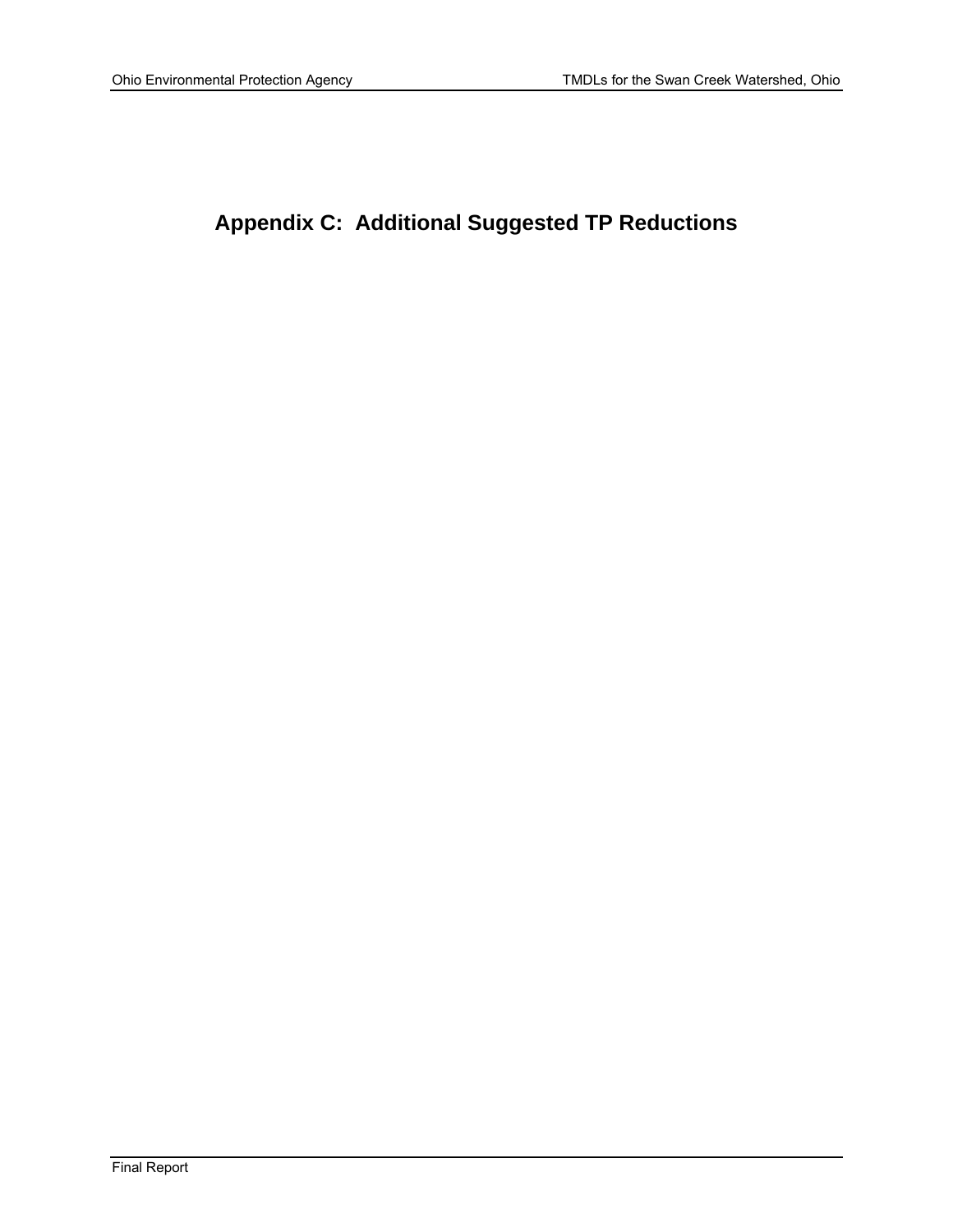# Appendix C: Additional Suggested TP Reductions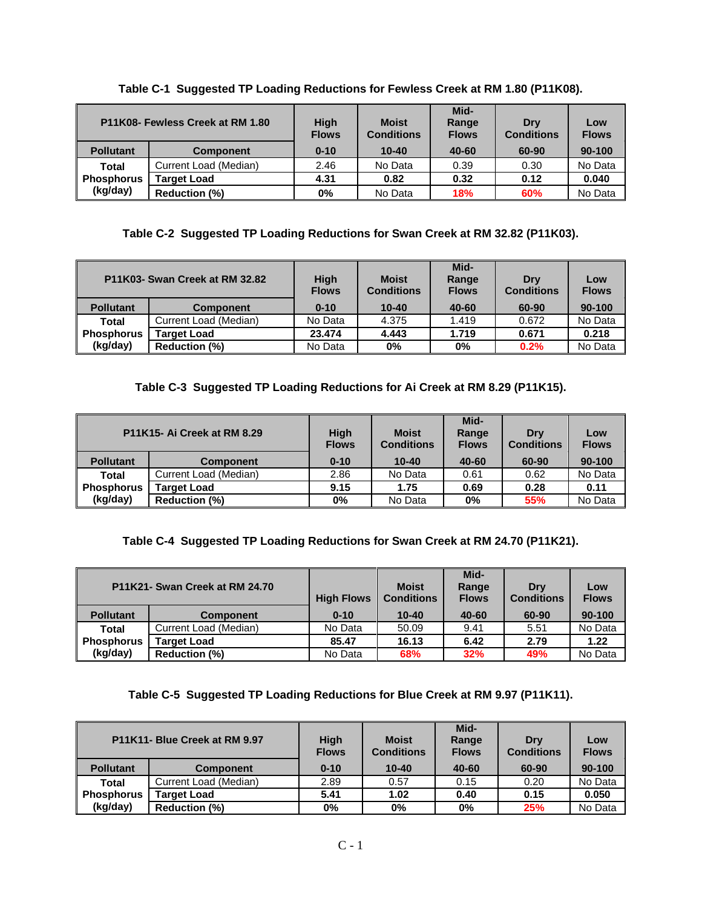**Table C-1 Suggested TP Loading Reductions for Fewless Creek at RM 1.80 (P11K08).**

| P11K08- Fewless Creek at RM 1.80 | | High Flows | Moist Conditions | Mid-Range Flows | Dry Conditions | Low Flows |
|---|---|---|---|---|---|---|
| **Pollutant** | **Component** | **0-10** | **10-40** | **40-60** | **60-90** | **90-100** |
| **Total Phosphorus (kg/day)** | Current Load (Median) | 2.46 | No Data | 0.39 | 0.30 | No Data |
| | **Target Load** | **4.31** | **0.82** | **0.32** | **0.12** | **0.040** |
| | **Reduction (%)** | **0%** | No Data | **18%** | **60%** | No Data |

**Table C-2 Suggested TP Loading Reductions for Swan Creek at RM 32.82 (P11K03).**

| P11K03- Swan Creek at RM 32.82 | | High Flows | Moist Conditions | Mid-Range Flows | Dry Conditions | Low Flows |
|---|---|---|---|---|---|---|
| **Pollutant** | **Component** | **0-10** | **10-40** | **40-60** | **60-90** | **90-100** |
| **Total Phosphorus (kg/day)** | Current Load (Median) | No Data | 4.375 | 1.419 | 0.672 | No Data |
| | **Target Load** | **23.474** | **4.443** | **1.719** | **0.671** | **0.218** |
| | **Reduction (%)** | No Data | **0%** | **0%** | **0.2%** | No Data |

**Table C-3 Suggested TP Loading Reductions for Ai Creek at RM 8.29 (P11K15).**

| P11K15- Ai Creek at RM 8.29 | | High Flows | Moist Conditions | Mid-Range Flows | Dry Conditions | Low Flows |
|---|---|---|---|---|---|---|
| **Pollutant** | **Component** | **0-10** | **10-40** | **40-60** | **60-90** | **90-100** |
| **Total Phosphorus (kg/day)** | Current Load (Median) | 2.86 | No Data | 0.61 | 0.62 | No Data |
| | **Target Load** | **9.15** | **1.75** | **0.69** | **0.28** | **0.11** |
| | **Reduction (%)** | **0%** | No Data | **0%** | **55%** | No Data |

**Table C-4 Suggested TP Loading Reductions for Swan Creek at RM 24.70 (P11K21).**

| P11K21- Swan Creek at RM 24.70 | | High Flows | Moist Conditions | Mid-Range Flows | Dry Conditions | Low Flows |
|---|---|---|---|---|---|---|
| **Pollutant** | **Component** | **0-10** | **10-40** | **40-60** | **60-90** | **90-100** |
| **Total Phosphorus (kg/day)** | Current Load (Median) | No Data | 50.09 | 9.41 | 5.51 | No Data |
| | **Target Load** | **85.47** | **16.13** | **6.42** | **2.79** | **1.22** |
| | **Reduction (%)** | No Data | **68%** | **32%** | **49%** | No Data |

**Table C-5 Suggested TP Loading Reductions for Blue Creek at RM 9.97 (P11K11).**

| P11K11- Blue Creek at RM 9.97 | | High Flows | Moist Conditions | Mid-Range Flows | Dry Conditions | Low Flows |
|---|---|---|---|---|---|---|
| **Pollutant** | **Component** | **0-10** | **10-40** | **40-60** | **60-90** | **90-100** |
| **Total Phosphorus (kg/day)** | Current Load (Median) | 2.89 | 0.57 | 0.15 | 0.20 | No Data |
| | **Target Load** | **5.41** | **1.02** | **0.40** | **0.15** | **0.050** |
| | **Reduction (%)** | **0%** | **0%** | **0%** | **25%** | No Data |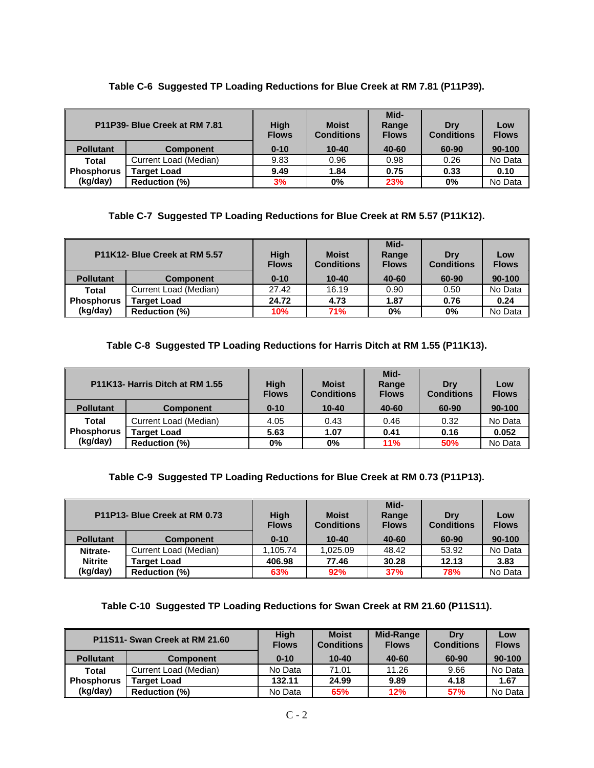**Table C-6 Suggested TP Loading Reductions for Blue Creek at RM 7.81 (P11P39).**

| P11P39- Blue Creek at RM 7.81 | | High Flows | Moist Conditions | Mid-Range Flows | Dry Conditions | Low Flows |
|---|---|---|---|---|---|---|
| **Pollutant** | **Component** | **0-10** | **10-40** | **40-60** | **60-90** | **90-100** |
| **Total Phosphorus (kg/day)** | Current Load (Median) | 9.83 | 0.96 | 0.98 | 0.26 | No Data |
| | **Target Load** | **9.49** | **1.84** | **0.75** | **0.33** | **0.10** |
| | **Reduction (%)** | **3%** | **0%** | **23%** | **0%** | No Data |

**Table C-7 Suggested TP Loading Reductions for Blue Creek at RM 5.57 (P11K12).**

| P11K12- Blue Creek at RM 5.57 | | High Flows | Moist Conditions | Mid-Range Flows | Dry Conditions | Low Flows |
|---|---|---|---|---|---|---|
| **Pollutant** | **Component** | **0-10** | **10-40** | **40-60** | **60-90** | **90-100** |
| **Total Phosphorus (kg/day)** | Current Load (Median) | 27.42 | 16.19 | 0.90 | 0.50 | No Data |
| | **Target Load** | **24.72** | **4.73** | **1.87** | **0.76** | **0.24** |
| | **Reduction (%)** | **10%** | **71%** | **0%** | **0%** | No Data |

**Table C-8 Suggested TP Loading Reductions for Harris Ditch at RM 1.55 (P11K13).**

| P11K13- Harris Ditch at RM 1.55 | | High Flows | Moist Conditions | Mid-Range Flows | Dry Conditions | Low Flows |
|---|---|---|---|---|---|---|
| **Pollutant** | **Component** | **0-10** | **10-40** | **40-60** | **60-90** | **90-100** |
| **Total Phosphorus (kg/day)** | Current Load (Median) | 4.05 | 0.43 | 0.46 | 0.32 | No Data |
| | **Target Load** | **5.63** | **1.07** | **0.41** | **0.16** | **0.052** |
| | **Reduction (%)** | **0%** | **0%** | **11%** | **50%** | No Data |

**Table C-9 Suggested TP Loading Reductions for Blue Creek at RM 0.73 (P11P13).**

| P11P13- Blue Creek at RM 0.73 | | High Flows | Moist Conditions | Mid-Range Flows | Dry Conditions | Low Flows |
|---|---|---|---|---|---|---|
| **Pollutant** | **Component** | **0-10** | **10-40** | **40-60** | **60-90** | **90-100** |
| **Nitrate-Nitrite (kg/day)** | Current Load (Median) | 1,105.74 | 1,025.09 | 48.42 | 53.92 | No Data |
| | **Target Load** | **406.98** | **77.46** | **30.28** | **12.13** | **3.83** |
| | **Reduction (%)** | **63%** | **92%** | **37%** | **78%** | No Data |

**Table C-10 Suggested TP Loading Reductions for Swan Creek at RM 21.60 (P11S11).**

| P11S11- Swan Creek at RM 21.60 | | High Flows | Moist Conditions | Mid-Range Flows | Dry Conditions | Low Flows |
|---|---|---|---|---|---|---|
| **Pollutant** | **Component** | **0-10** | **10-40** | **40-60** | **60-90** | **90-100** |
| **Total Phosphorus (kg/day)** | Current Load (Median) | No Data | 71.01 | 11.26 | 9.66 | No Data |
| | **Target Load** | **132.11** | **24.99** | **9.89** | **4.18** | **1.67** |
| | **Reduction (%)** | No Data | **65%** | **12%** | **57%** | No Data |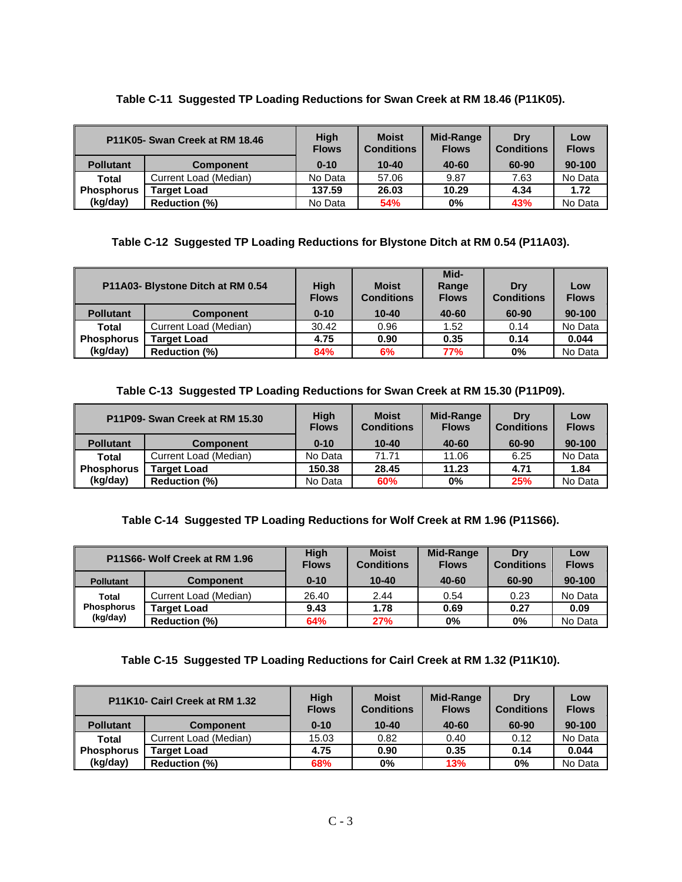**Table C-11 Suggested TP Loading Reductions for Swan Creek at RM 18.46 (P11K05).**

| P11K05- Swan Creek at RM 18.46 | | High Flows | Moist Conditions | Mid-Range Flows | Dry Conditions | Low Flows |
|---|---|---|---|---|---|---|
| **Pollutant** | **Component** | **0-10** | **10-40** | **40-60** | **60-90** | **90-100** |
| **Total Phosphorus (kg/day)** | Current Load (Median) | No Data | 57.06 | 9.87 | 7.63 | No Data |
| | **Target Load** | **137.59** | **26.03** | **10.29** | **4.34** | **1.72** |
| | **Reduction (%)** | No Data | **54%** | **0%** | **43%** | No Data |

**Table C-12 Suggested TP Loading Reductions for Blystone Ditch at RM 0.54 (P11A03).**

| P11A03- Blystone Ditch at RM 0.54 | | High Flows | Moist Conditions | Mid-Range Flows | Dry Conditions | Low Flows |
|---|---|---|---|---|---|---|
| **Pollutant** | **Component** | **0-10** | **10-40** | **40-60** | **60-90** | **90-100** |
| **Total Phosphorus (kg/day)** | Current Load (Median) | 30.42 | 0.96 | 1.52 | 0.14 | No Data |
| | **Target Load** | **4.75** | **0.90** | **0.35** | **0.14** | **0.044** |
| | **Reduction (%)** | **84%** | **6%** | **77%** | **0%** | No Data |

**Table C-13 Suggested TP Loading Reductions for Swan Creek at RM 15.30 (P11P09).**

| P11P09- Swan Creek at RM 15.30 | | High Flows | Moist Conditions | Mid-Range Flows | Dry Conditions | Low Flows |
|---|---|---|---|---|---|---|
| **Pollutant** | **Component** | **0-10** | **10-40** | **40-60** | **60-90** | **90-100** |
| **Total Phosphorus (kg/day)** | Current Load (Median) | No Data | 71.71 | 11.06 | 6.25 | No Data |
| | **Target Load** | **150.38** | **28.45** | **11.23** | **4.71** | **1.84** |
| | **Reduction (%)** | No Data | **60%** | **0%** | **25%** | No Data |

**Table C-14 Suggested TP Loading Reductions for Wolf Creek at RM 1.96 (P11S66).**

| P11S66- Wolf Creek at RM 1.96 | | High Flows | Moist Conditions | Mid-Range Flows | Dry Conditions | Low Flows |
|---|---|---|---|---|---|---|
| **Pollutant** | **Component** | **0-10** | **10-40** | **40-60** | **60-90** | **90-100** |
| **Total Phosphorus (kg/day)** | Current Load (Median) | 26.40 | 2.44 | 0.54 | 0.23 | No Data |
| | **Target Load** | **9.43** | **1.78** | **0.69** | **0.27** | **0.09** |
| | **Reduction (%)** | **64%** | **27%** | **0%** | **0%** | No Data |

**Table C-15 Suggested TP Loading Reductions for Cairl Creek at RM 1.32 (P11K10).**

| P11K10- Cairl Creek at RM 1.32 | | High Flows | Moist Conditions | Mid-Range Flows | Dry Conditions | Low Flows |
|---|---|---|---|---|---|---|
| **Pollutant** | **Component** | **0-10** | **10-40** | **40-60** | **60-90** | **90-100** |
| **Total Phosphorus (kg/day)** | Current Load (Median) | 15.03 | 0.82 | 0.40 | 0.12 | No Data |
| | **Target Load** | **4.75** | **0.90** | **0.35** | **0.14** | **0.044** |
| | **Reduction (%)** | **68%** | **0%** | **13%** | **0%** | No Data |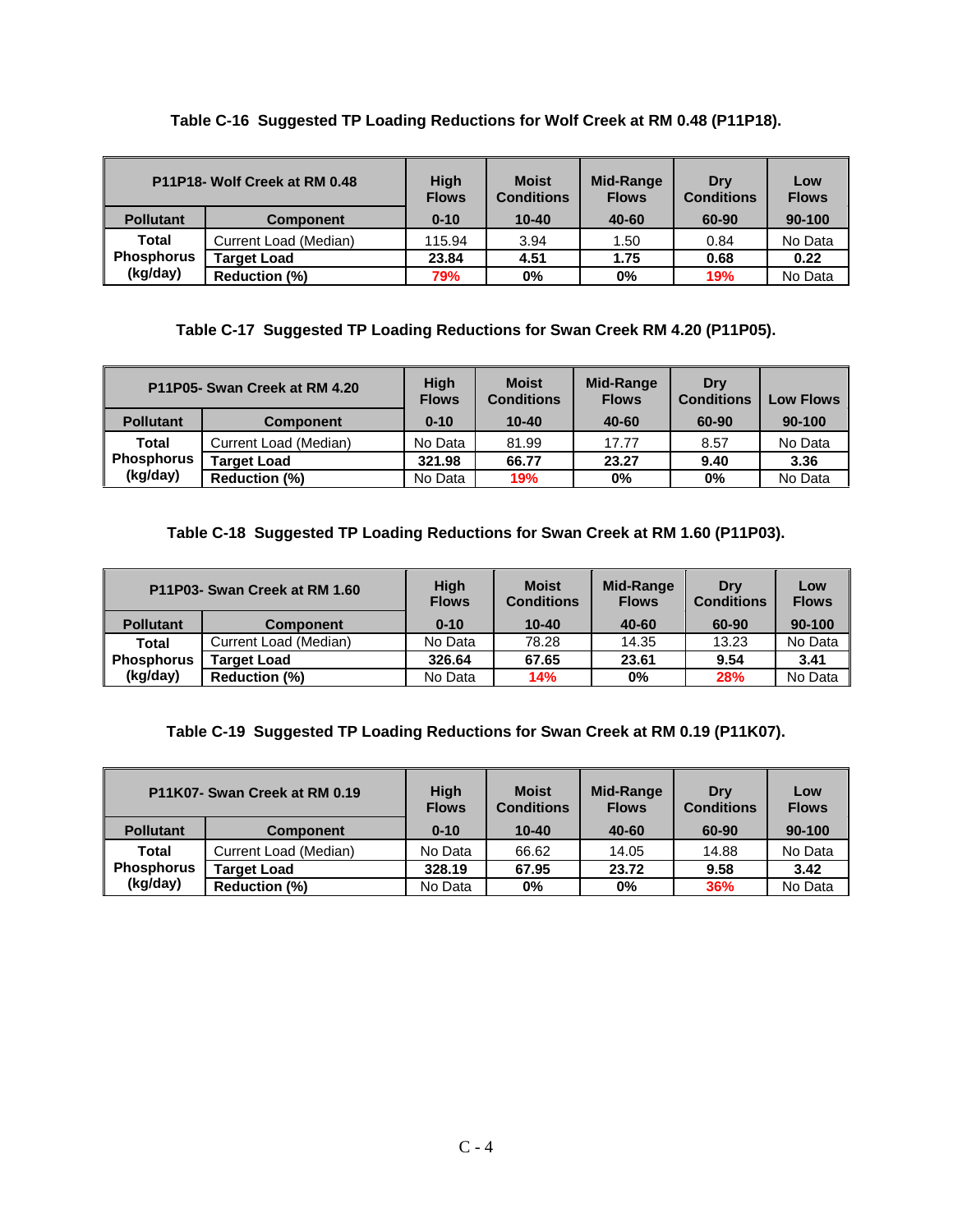**Table C-16 Suggested TP Loading Reductions for Wolf Creek at RM 0.48 (P11P18).**

| P11P18- Wolf Creek at RM 0.48 | | High Flows | Moist Conditions | Mid-Range Flows | Dry Conditions | Low Flows |
|---|---|---|---|---|---|---|
| **Pollutant** | **Component** | **0-10** | **10-40** | **40-60** | **60-90** | **90-100** |
| **Total Phosphorus (kg/day)** | Current Load (Median) | 115.94 | 3.94 | 1.50 | 0.84 | No Data |
| | **Target Load** | **23.84** | **4.51** | **1.75** | **0.68** | **0.22** |
| | **Reduction (%)** | **79%** | **0%** | **0%** | **19%** | No Data |

**Table C-17 Suggested TP Loading Reductions for Swan Creek RM 4.20 (P11P05).**

| P11P05- Swan Creek at RM 4.20 | | High Flows | Moist Conditions | Mid-Range Flows | Dry Conditions | Low Flows |
|---|---|---|---|---|---|---|
| **Pollutant** | **Component** | **0-10** | **10-40** | **40-60** | **60-90** | **90-100** |
| **Total Phosphorus (kg/day)** | Current Load (Median) | No Data | 81.99 | 17.77 | 8.57 | No Data |
| | **Target Load** | **321.98** | **66.77** | **23.27** | **9.40** | **3.36** |
| | **Reduction (%)** | No Data | **19%** | **0%** | **0%** | No Data |

**Table C-18 Suggested TP Loading Reductions for Swan Creek at RM 1.60 (P11P03).**

| P11P03- Swan Creek at RM 1.60 | | High Flows | Moist Conditions | Mid-Range Flows | Dry Conditions | Low Flows |
|---|---|---|---|---|---|---|
| **Pollutant** | **Component** | **0-10** | **10-40** | **40-60** | **60-90** | **90-100** |
| **Total Phosphorus (kg/day)** | Current Load (Median) | No Data | 78.28 | 14.35 | 13.23 | No Data |
| | **Target Load** | **326.64** | **67.65** | **23.61** | **9.54** | **3.41** |
| | **Reduction (%)** | No Data | **14%** | **0%** | **28%** | No Data |

**Table C-19 Suggested TP Loading Reductions for Swan Creek at RM 0.19 (P11K07).**

| P11K07- Swan Creek at RM 0.19 | | High Flows | Moist Conditions | Mid-Range Flows | Dry Conditions | Low Flows |
|---|---|---|---|---|---|---|
| **Pollutant** | **Component** | **0-10** | **10-40** | **40-60** | **60-90** | **90-100** |
| **Total Phosphorus (kg/day)** | Current Load (Median) | No Data | 66.62 | 14.05 | 14.88 | No Data |
| | **Target Load** | **328.19** | **67.95** | **23.72** | **9.58** | **3.42** |
| | **Reduction (%)** | No Data | **0%** | **0%** | **36%** | No Data |